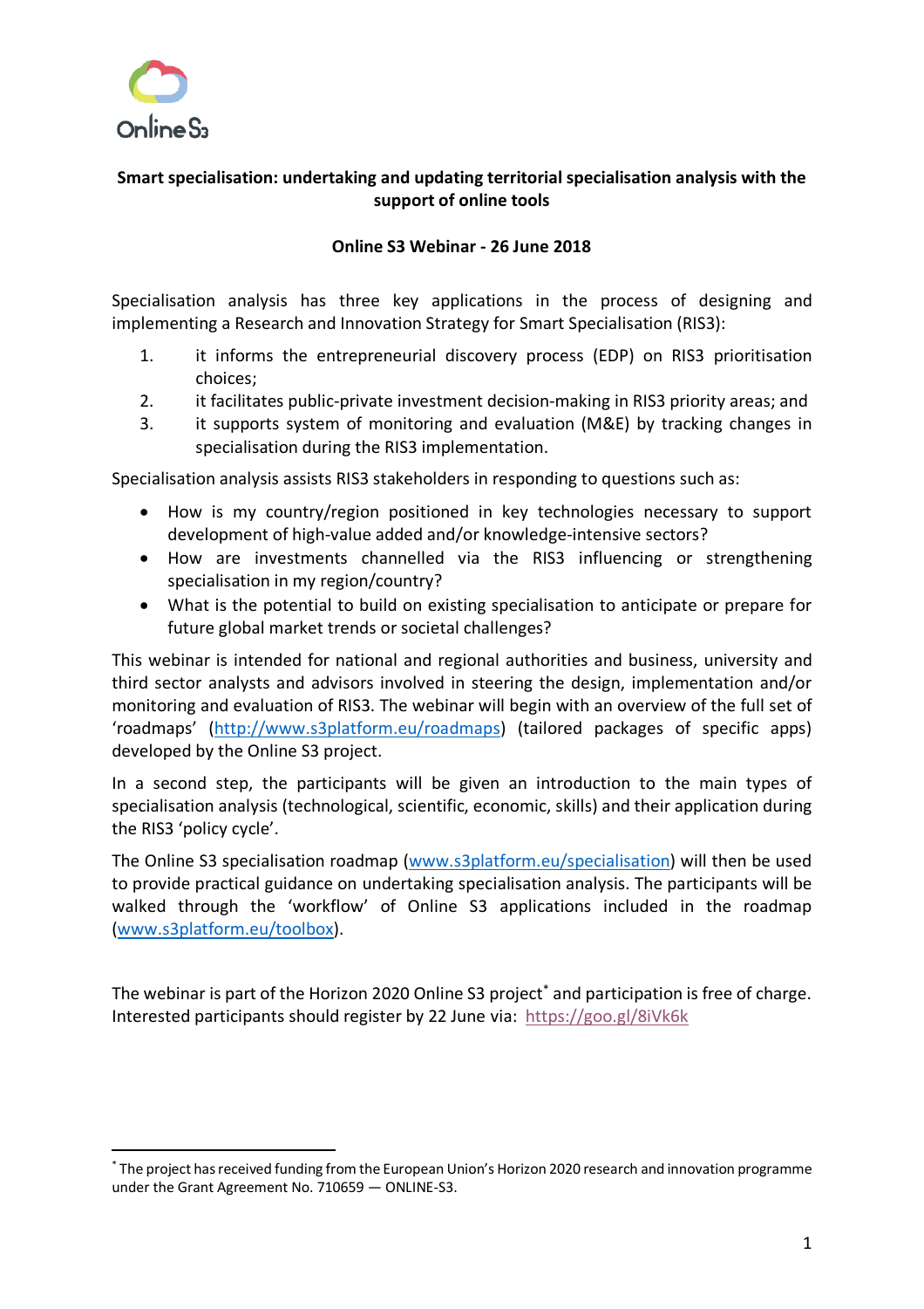Online S3

**Smart specialisation: undertaking and updating territorial specialisation analysis with the support of online tools**

**Online S3 Webinar - 26 June 2018**

Specialisation analysis has three key applications in the process of designing and implementing a Research and Innovation Strategy for Smart Specialisation (RIS3):

1. it informs the entrepreneurial discovery process (EDP) on RIS3 prioritisation choices;
2. it facilitates public-private investment decision-making in RIS3 priority areas; and
3. it supports system of monitoring and evaluation (M&E) by tracking changes in specialisation during the RIS3 implementation.

Specialisation analysis assists RIS3 stakeholders in responding to questions such as:

- How is my country/region positioned in key technologies necessary to support development of high-value added and/or knowledge-intensive sectors?
- How are investments channelled via the RIS3 influencing or strengthening specialisation in my region/country?
- What is the potential to build on existing specialisation to anticipate or prepare for future global market trends or societal challenges?

This webinar is intended for national and regional authorities and business, university and third sector analysts and advisors involved in steering the design, implementation and/or monitoring and evaluation of RIS3. The webinar will begin with an overview of the full set of 'roadmaps' (http://www.s3platform.eu/roadmaps) (tailored packages of specific apps) developed by the Online S3 project.

In a second step, the participants will be given an introduction to the main types of specialisation analysis (technological, scientific, economic, skills) and their application during the RIS3 'policy cycle'.

The Online S3 specialisation roadmap (www.s3platform.eu/specialisation) will then be used to provide practical guidance on undertaking specialisation analysis. The participants will be walked through the 'workflow' of Online S3 applications included in the roadmap (www.s3platform.eu/toolbox).

The webinar is part of the Horizon 2020 Online S3 project[*] and participation is free of charge. Interested participants should register by 22 June via: https://goo.gl/8iVk6k

[*] The project has received funding from the European Union's Horizon 2020 research and innovation programme under the Grant Agreement No. 710659 — ONLINE-S3.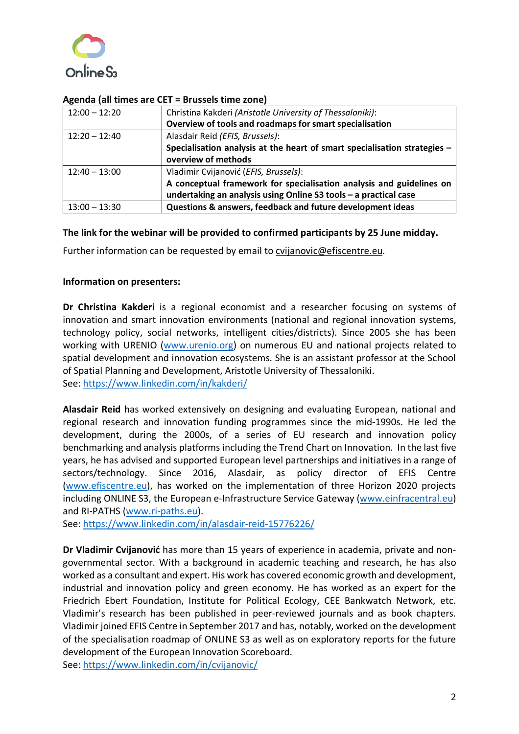**Agenda (all times are CET = Brussels time zone)**

| | |
|---|---|
| 12:00 – 12:20 | Christina Kakderi *(Aristotle University of Thessaloniki)*: **Overview of tools and roadmaps for smart specialisation** |
| 12:20 – 12:40 | Alasdair Reid *(EFIS, Brussels)*: **Specialisation analysis at the heart of smart specialisation strategies – overview of methods** |
| 12:40 – 13:00 | Vladimir Cvijanović (*EFIS, Brussels)*: **A conceptual framework for specialisation analysis and guidelines on undertaking an analysis using Online S3 tools – a practical case** |
| 13:00 – 13:30 | **Questions & answers, feedback and future development ideas** |

**The link for the webinar will be provided to confirmed participants by 25 June midday.**

Further information can be requested by email to cvijanovic@efiscentre.eu.

**Information on presenters:**

**Dr Christina Kakderi** is a regional economist and a researcher focusing on systems of innovation and smart innovation environments (national and regional innovation systems, technology policy, social networks, intelligent cities/districts). Since 2005 she has been working with URENIO (www.urenio.org) on numerous EU and national projects related to spatial development and innovation ecosystems. She is an assistant professor at the School of Spatial Planning and Development, Aristotle University of Thessaloniki.
See: https://www.linkedin.com/in/kakderi/

**Alasdair Reid** has worked extensively on designing and evaluating European, national and regional research and innovation funding programmes since the mid-1990s. He led the development, during the 2000s, of a series of EU research and innovation policy benchmarking and analysis platforms including the Trend Chart on Innovation. In the last five years, he has advised and supported European level partnerships and initiatives in a range of sectors/technology. Since 2016, Alasdair, as policy director of EFIS Centre (www.efiscentre.eu), has worked on the implementation of three Horizon 2020 projects including ONLINE S3, the European e-Infrastructure Service Gateway (www.einfracentral.eu) and RI-PATHS (www.ri-paths.eu).
See: https://www.linkedin.com/in/alasdair-reid-15776226/

**Dr Vladimir Cvijanović** has more than 15 years of experience in academia, private and non-governmental sector. With a background in academic teaching and research, he has also worked as a consultant and expert. His work has covered economic growth and development, industrial and innovation policy and green economy. He has worked as an expert for the Friedrich Ebert Foundation, Institute for Political Ecology, CEE Bankwatch Network, etc. Vladimir's research has been published in peer-reviewed journals and as book chapters. Vladimir joined EFIS Centre in September 2017 and has, notably, worked on the development of the specialisation roadmap of ONLINE S3 as well as on exploratory reports for the future development of the European Innovation Scoreboard.
See: https://www.linkedin.com/in/cvijanovic/